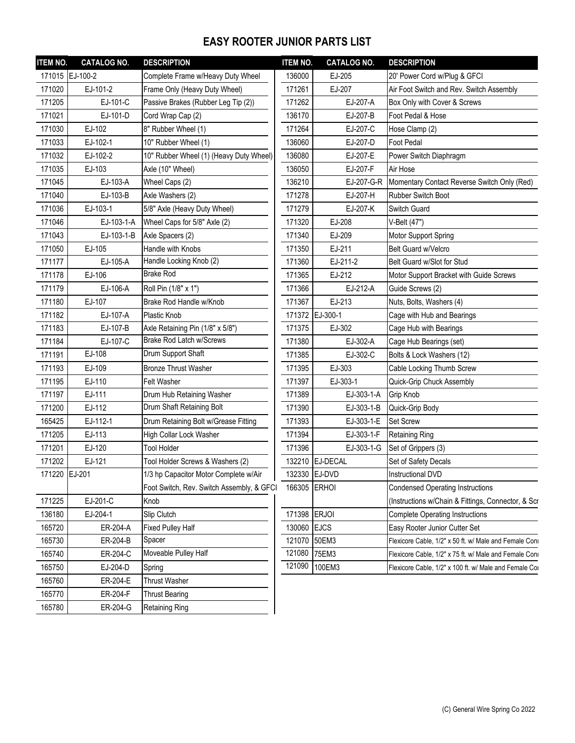# EASY ROOTER JUNIOR PARTS LIST

| ITEM NO. | CATALOG NO. | DESCRIPTION |
|---|---|---|
| 171015 | EJ-100-2 | Complete Frame w/Heavy Duty Wheel |
| 171020 | EJ-101-2 | Frame Only (Heavy Duty Wheel) |
| 171205 | EJ-101-C | Passive Brakes (Rubber Leg Tip (2)) |
| 171021 | EJ-101-D | Cord Wrap Cap (2) |
| 171030 | EJ-102 | 8" Rubber Wheel (1) |
| 171033 | EJ-102-1 | 10" Rubber Wheel (1) |
| 171032 | EJ-102-2 | 10" Rubber Wheel (1) (Heavy Duty Wheel) |
| 171035 | EJ-103 | Axle (10" Wheel) |
| 171045 | EJ-103-A | Wheel Caps (2) |
| 171040 | EJ-103-B | Axle Washers (2) |
| 171036 | EJ-103-1 | 5/8" Axle (Heavy Duty Wheel) |
| 171046 | EJ-103-1-A | Wheel Caps for 5/8" Axle (2) |
| 171043 | EJ-103-1-B | Axle Spacers (2) |
| 171050 | EJ-105 | Handle with Knobs |
| 171177 | EJ-105-A | Handle Locking Knob (2) |
| 171178 | EJ-106 | Brake Rod |
| 171179 | EJ-106-A | Roll Pin (1/8" x 1") |
| 171180 | EJ-107 | Brake Rod Handle w/Knob |
| 171182 | EJ-107-A | Plastic Knob |
| 171183 | EJ-107-B | Axle Retaining Pin (1/8" x 5/8") |
| 171184 | EJ-107-C | Brake Rod Latch w/Screws |
| 171191 | EJ-108 | Drum Support Shaft |
| 171193 | EJ-109 | Bronze Thrust Washer |
| 171195 | EJ-110 | Felt Washer |
| 171197 | EJ-111 | Drum Hub Retaining Washer |
| 171200 | EJ-112 | Drum Shaft Retaining Bolt |
| 165425 | EJ-112-1 | Drum Retaining Bolt w/Grease Fitting |
| 171205 | EJ-113 | High Collar Lock Washer |
| 171201 | EJ-120 | Tool Holder |
| 171202 | EJ-121 | Tool Holder Screws & Washers (2) |
| 171220 | EJ-201 | 1/3 hp Capacitor Motor Complete w/Air Foot Switch, Rev. Switch Assembly, & GFCI |
| 171225 | EJ-201-C | Knob |
| 136180 | EJ-204-1 | Slip Clutch |
| 165720 | ER-204-A | Fixed Pulley Half |
| 165730 | ER-204-B | Spacer |
| 165740 | ER-204-C | Moveable Pulley Half |
| 165750 | EJ-204-D | Spring |
| 165760 | ER-204-E | Thrust Washer |
| 165770 | ER-204-F | Thrust Bearing |
| 165780 | ER-204-G | Retaining Ring |
| 136000 | EJ-205 | 20' Power Cord w/Plug & GFCI |
| 171261 | EJ-207 | Air Foot Switch and Rev. Switch Assembly |
| 171262 | EJ-207-A | Box Only with Cover & Screws |
| 136170 | EJ-207-B | Foot Pedal & Hose |
| 171264 | EJ-207-C | Hose Clamp (2) |
| 136060 | EJ-207-D | Foot Pedal |
| 136080 | EJ-207-E | Power Switch Diaphragm |
| 136050 | EJ-207-F | Air Hose |
| 136210 | EJ-207-G-R | Momentary Contact Reverse Switch Only (Red) |
| 171278 | EJ-207-H | Rubber Switch Boot |
| 171279 | EJ-207-K | Switch Guard |
| 171320 | EJ-208 | V-Belt (47") |
| 171340 | EJ-209 | Motor Support Spring |
| 171350 | EJ-211 | Belt Guard w/Velcro |
| 171360 | EJ-211-2 | Belt Guard w/Slot for Stud |
| 171365 | EJ-212 | Motor Support Bracket with Guide Screws |
| 171366 | EJ-212-A | Guide Screws (2) |
| 171367 | EJ-213 | Nuts, Bolts, Washers (4) |
| 171372 | EJ-300-1 | Cage with Hub and Bearings |
| 171375 | EJ-302 | Cage Hub with Bearings |
| 171380 | EJ-302-A | Cage Hub Bearings (set) |
| 171385 | EJ-302-C | Bolts & Lock Washers (12) |
| 171395 | EJ-303 | Cable Locking Thumb Screw |
| 171397 | EJ-303-1 | Quick-Grip Chuck Assembly |
| 171389 | EJ-303-1-A | Grip Knob |
| 171390 | EJ-303-1-B | Quick-Grip Body |
| 171393 | EJ-303-1-E | Set Screw |
| 171394 | EJ-303-1-F | Retaining Ring |
| 171396 | EJ-303-1-G | Set of Grippers (3) |
| 132210 | EJ-DECAL | Set of Safety Decals |
| 132330 | EJ-DVD | Instructional DVD |
| 166305 | ERHOI | Condensed Operating Instructions (Instructions w/Chain & Fittings, Connector, & Scr |
| 171398 | ERJOI | Complete Operating Instructions |
| 130060 | EJCS | Easy Rooter Junior Cutter Set |
| 121070 | 50EM3 | Flexicore Cable, 1/2" x 50 ft. w/ Male and Female Conn |
| 121080 | 75EM3 | Flexicore Cable, 1/2" x 75 ft. w/ Male and Female Conn |
| 121090 | 100EM3 | Flexicore Cable, 1/2" x 100 ft. w/ Male and Female Co |

(C) General Wire Spring Co 2022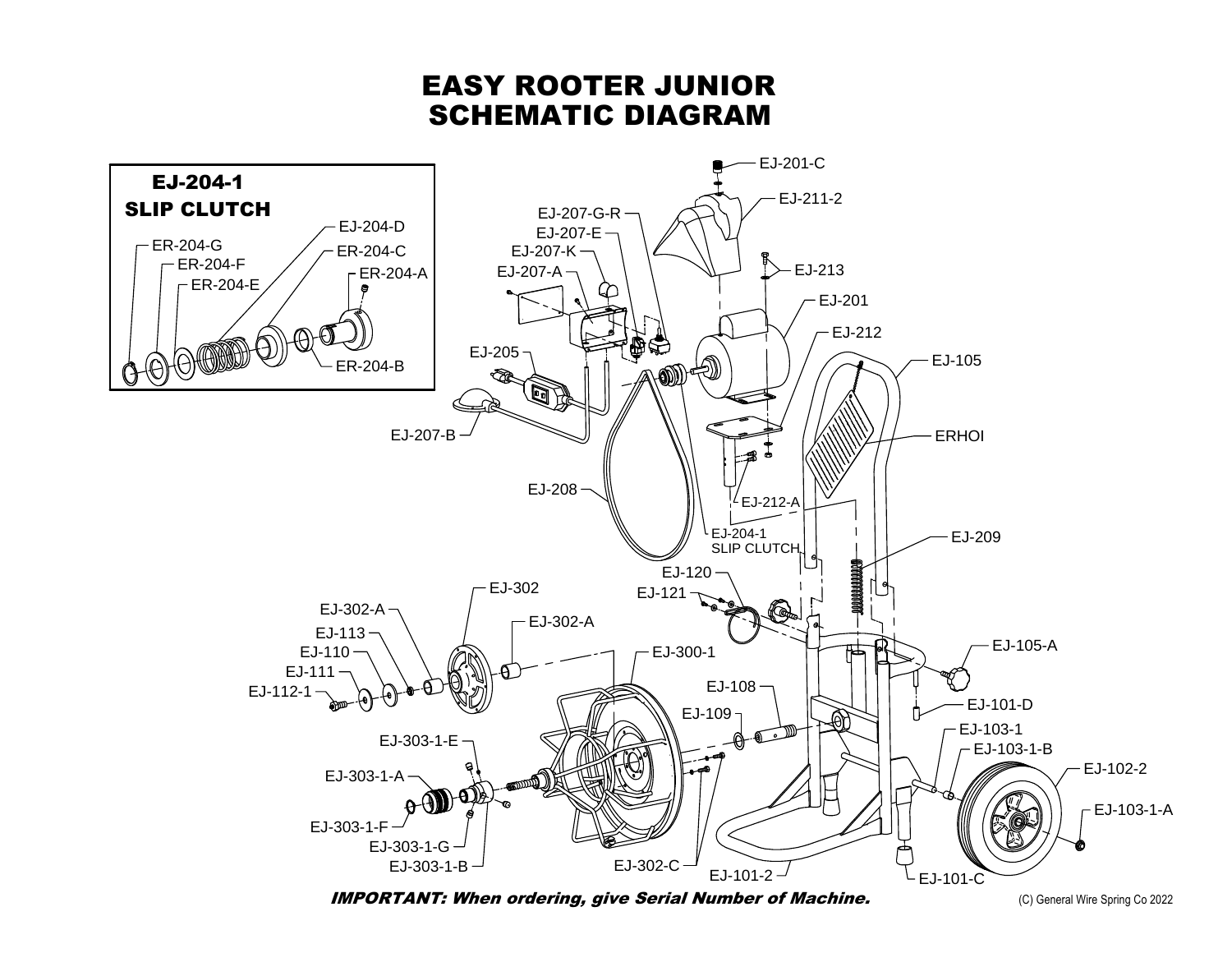# EASY ROOTER JUNIOR
# SCHEMATIC DIAGRAM

**EJ-204-1**
**SLIP CLUTCH**

ER-204-G
ER-204-F
ER-204-E
EJ-204-D
ER-204-C
ER-204-A
ER-204-B

EJ-201-C
EJ-211-2
EJ-207-G-R
EJ-207-E
EJ-207-K
EJ-207-A
EJ-213
EJ-201
EJ-212
EJ-205
EJ-105
EJ-207-B
ERHOI
EJ-208
EJ-212-A
EJ-204-1
SLIP CLUTCH
EJ-209
EJ-120
EJ-302
EJ-121
EJ-302-A
EJ-302-A
EJ-105-A
EJ-113
EJ-300-1
EJ-110
EJ-111
EJ-108
EJ-112-1
EJ-101-D
EJ-109
EJ-103-1
EJ-303-1-E
EJ-103-1-B
EJ-102-2
EJ-303-1-A
EJ-103-1-A
EJ-303-1-F
EJ-303-1-G
EJ-303-1-B
EJ-302-C
EJ-101-2
EJ-101-C

***IMPORTANT: When ordering, give Serial Number of Machine.***

(C) General Wire Spring Co 2022